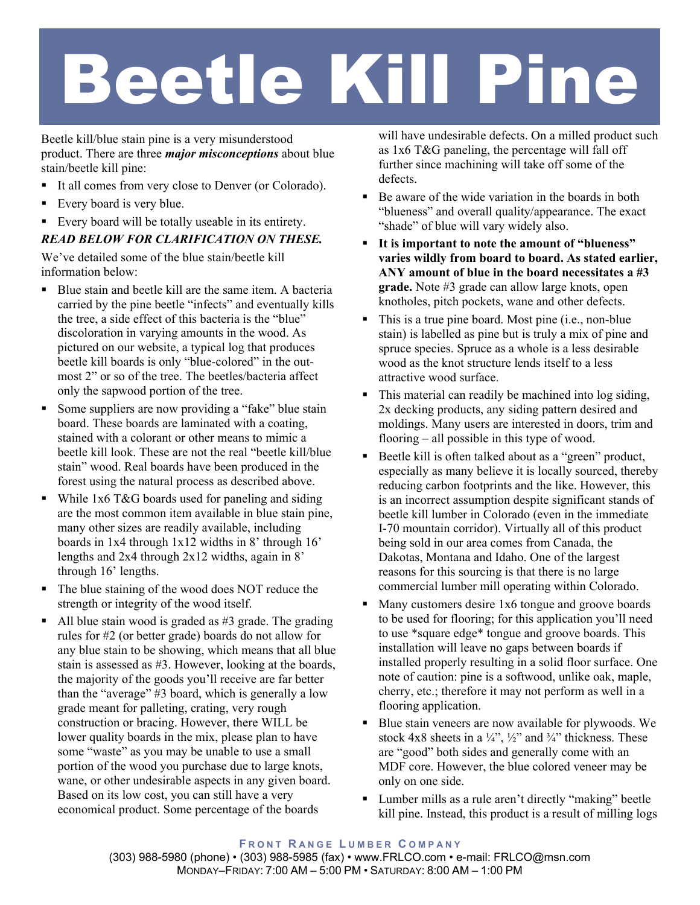# Beetle Kill Pine

Beetle kill/blue stain pine is a very misunderstood product. There are three ***major misconceptions*** about blue stain/beetle kill pine:

- It all comes from very close to Denver (or Colorado).
- Every board is very blue.
- Every board will be totally useable in its entirety.

***READ BELOW FOR CLARIFICATION ON THESE.***

We've detailed some of the blue stain/beetle kill information below:

- Blue stain and beetle kill are the same item. A bacteria carried by the pine beetle "infects" and eventually kills the tree, a side effect of this bacteria is the "blue" discoloration in varying amounts in the wood. As pictured on our website, a typical log that produces beetle kill boards is only "blue-colored" in the out-most 2" or so of the tree. The beetles/bacteria affect only the sapwood portion of the tree.
- Some suppliers are now providing a "fake" blue stain board. These boards are laminated with a coating, stained with a colorant or other means to mimic a beetle kill look. These are not the real "beetle kill/blue stain" wood. Real boards have been produced in the forest using the natural process as described above.
- While 1x6 T&G boards used for paneling and siding are the most common item available in blue stain pine, many other sizes are readily available, including boards in 1x4 through 1x12 widths in 8' through 16' lengths and 2x4 through 2x12 widths, again in 8' through 16' lengths.
- The blue staining of the wood does NOT reduce the strength or integrity of the wood itself.
- All blue stain wood is graded as #3 grade. The grading rules for #2 (or better grade) boards do not allow for any blue stain to be showing, which means that all blue stain is assessed as #3. However, looking at the boards, the majority of the goods you'll receive are far better than the "average" #3 board, which is generally a low grade meant for palleting, crating, very rough construction or bracing. However, there WILL be lower quality boards in the mix, please plan to have some "waste" as you may be unable to use a small portion of the wood you purchase due to large knots, wane, or other undesirable aspects in any given board. Based on its low cost, you can still have a very economical product. Some percentage of the boards will have undesirable defects. On a milled product such as 1x6 T&G paneling, the percentage will fall off further since machining will take off some of the defects.
- Be aware of the wide variation in the boards in both "blueness" and overall quality/appearance. The exact "shade" of blue will vary widely also.
- **It is important to note the amount of "blueness" varies wildly from board to board. As stated earlier, ANY amount of blue in the board necessitates a #3 grade.** Note #3 grade can allow large knots, open knotholes, pitch pockets, wane and other defects.
- This is a true pine board. Most pine (i.e., non-blue stain) is labelled as pine but is truly a mix of pine and spruce species. Spruce as a whole is a less desirable wood as the knot structure lends itself to a less attractive wood surface.
- This material can readily be machined into log siding, 2x decking products, any siding pattern desired and moldings. Many users are interested in doors, trim and flooring – all possible in this type of wood.
- Beetle kill is often talked about as a "green" product, especially as many believe it is locally sourced, thereby reducing carbon footprints and the like. However, this is an incorrect assumption despite significant stands of beetle kill lumber in Colorado (even in the immediate I-70 mountain corridor). Virtually all of this product being sold in our area comes from Canada, the Dakotas, Montana and Idaho. One of the largest reasons for this sourcing is that there is no large commercial lumber mill operating within Colorado.
- Many customers desire 1x6 tongue and groove boards to be used for flooring; for this application you'll need to use *square edge* tongue and groove boards. This installation will leave no gaps between boards if installed properly resulting in a solid floor surface. One note of caution: pine is a softwood, unlike oak, maple, cherry, etc.; therefore it may not perform as well in a flooring application.
- Blue stain veneers are now available for plywoods. We stock 4x8 sheets in a ¼", ½" and ¾" thickness. These are "good" both sides and generally come with an MDF core. However, the blue colored veneer may be only on one side.
- Lumber mills as a rule aren't directly "making" beetle kill pine. Instead, this product is a result of milling logs

FRONT RANGE LUMBER COMPANY
(303) 988-5980 (phone) • (303) 988-5985 (fax) • www.FRLCO.com • e-mail: FRLCO@msn.com
MONDAY–FRIDAY: 7:00 AM – 5:00 PM • SATURDAY: 8:00 AM – 1:00 PM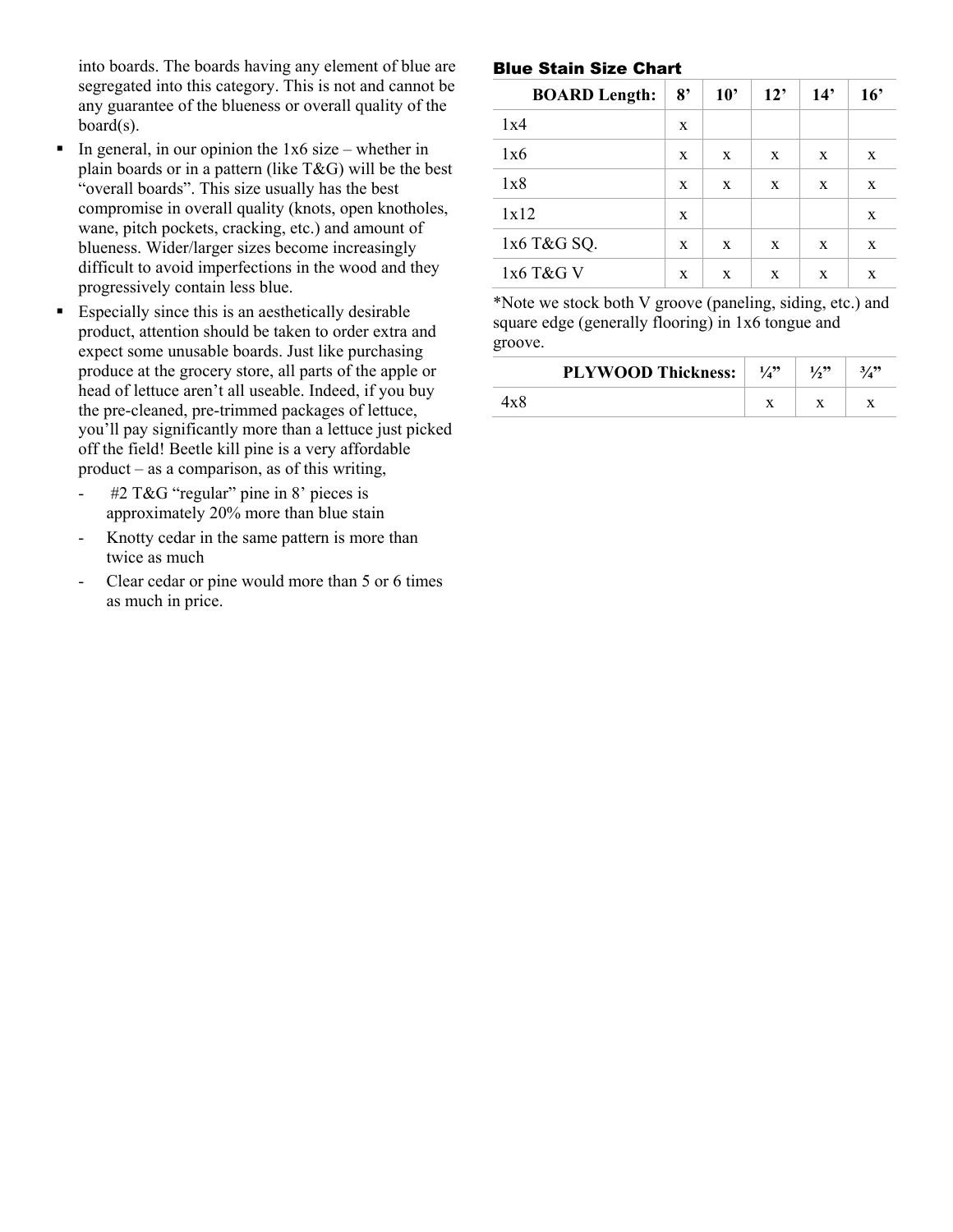into boards. The boards having any element of blue are segregated into this category. This is not and cannot be any guarantee of the blueness or overall quality of the board(s).

- In general, in our opinion the 1x6 size – whether in plain boards or in a pattern (like T&G) will be the best "overall boards". This size usually has the best compromise in overall quality (knots, open knotholes, wane, pitch pockets, cracking, etc.) and amount of blueness. Wider/larger sizes become increasingly difficult to avoid imperfections in the wood and they progressively contain less blue.
- Especially since this is an aesthetically desirable product, attention should be taken to order extra and expect some unusable boards. Just like purchasing produce at the grocery store, all parts of the apple or head of lettuce aren't all useable. Indeed, if you buy the pre-cleaned, pre-trimmed packages of lettuce, you'll pay significantly more than a lettuce just picked off the field! Beetle kill pine is a very affordable product – as a comparison, as of this writing,
  - #2 T&G "regular" pine in 8' pieces is approximately 20% more than blue stain
  - Knotty cedar in the same pattern is more than twice as much
  - Clear cedar or pine would more than 5 or 6 times as much in price.

### Blue Stain Size Chart

| BOARD Length: | 8' | 10' | 12' | 14' | 16' |
|---|---|---|---|---|---|
| 1x4 | x | | | | |
| 1x6 | x | x | x | x | x |
| 1x8 | x | x | x | x | x |
| 1x12 | x | | | | x |
| 1x6 T&G SQ. | x | x | x | x | x |
| 1x6 T&G V | x | x | x | x | x |

*Note we stock both V groove (paneling, siding, etc.) and square edge (generally flooring) in 1x6 tongue and groove.

| PLYWOOD Thickness: | ¼" | ½" | ¾" |
|---|---|---|---|
| 4x8 | x | x | x |